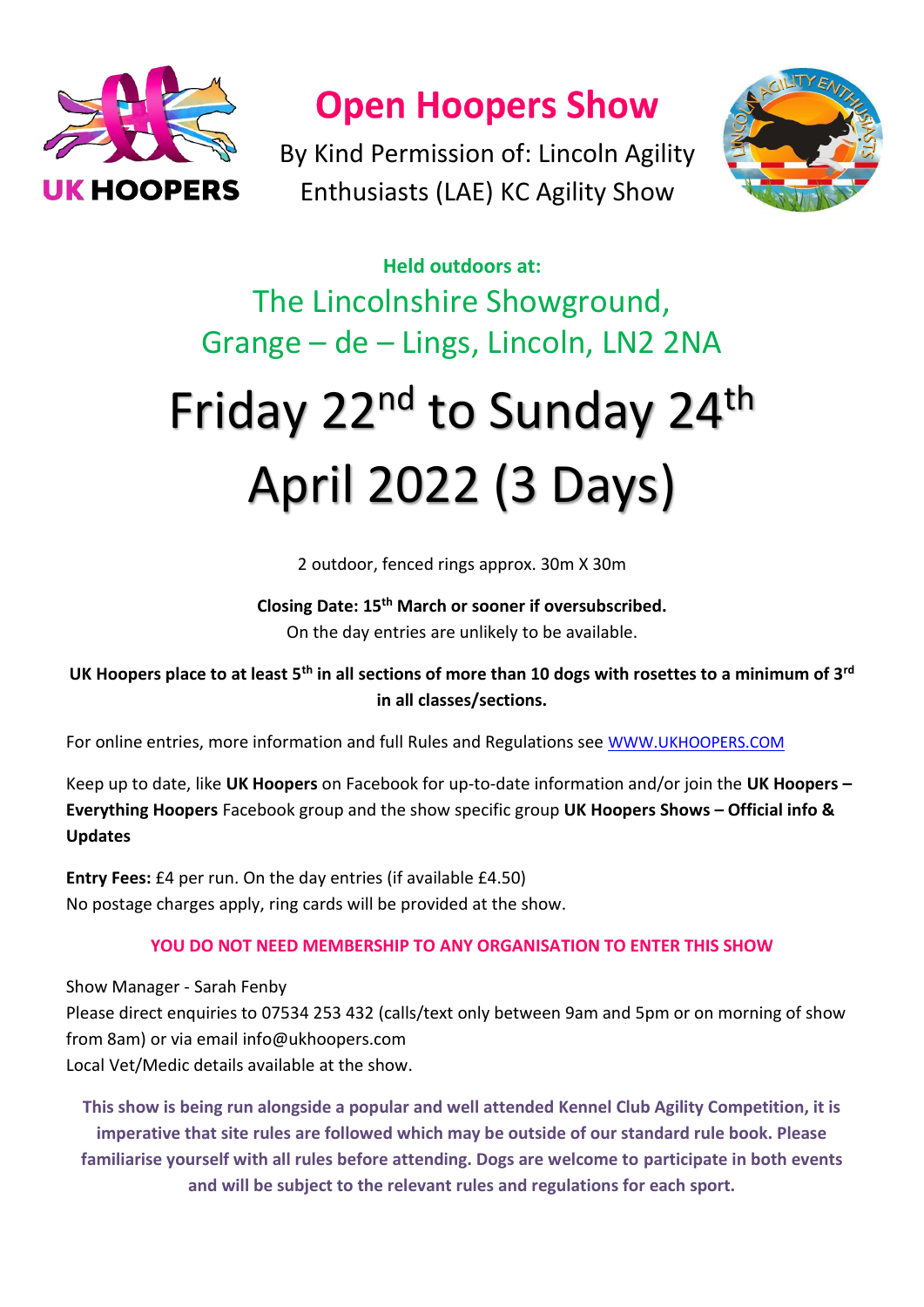# Open Hoopers Show

By Kind Permission of: Lincoln Agility Enthusiasts (LAE) KC Agility Show

**Held outdoors at:**

The Lincolnshire Showground,
Grange – de – Lings, Lincoln, LN2 2NA

# Friday 22nd to Sunday 24th April 2022 (3 Days)

2 outdoor, fenced rings approx. 30m X 30m

**Closing Date: 15th March or sooner if oversubscribed.**
On the day entries are unlikely to be available.

**UK Hoopers place to at least 5th in all sections of more than 10 dogs with rosettes to a minimum of 3rd in all classes/sections.**

For online entries, more information and full Rules and Regulations see [WWW.UKHOOPERS.COM](http://WWW.UKHOOPERS.COM)

Keep up to date, like **UK Hoopers** on Facebook for up-to-date information and/or join the **UK Hoopers – Everything Hoopers** Facebook group and the show specific group **UK Hoopers Shows – Official info & Updates**

**Entry Fees:** £4 per run. On the day entries (if available £4.50)
No postage charges apply, ring cards will be provided at the show.

**YOU DO NOT NEED MEMBERSHIP TO ANY ORGANISATION TO ENTER THIS SHOW**

Show Manager - Sarah Fenby
Please direct enquiries to 07534 253 432 (calls/text only between 9am and 5pm or on morning of show from 8am) or via email info@ukhoopers.com
Local Vet/Medic details available at the show.

**This show is being run alongside a popular and well attended Kennel Club Agility Competition, it is imperative that site rules are followed which may be outside of our standard rule book. Please familiarise yourself with all rules before attending. Dogs are welcome to participate in both events and will be subject to the relevant rules and regulations for each sport.**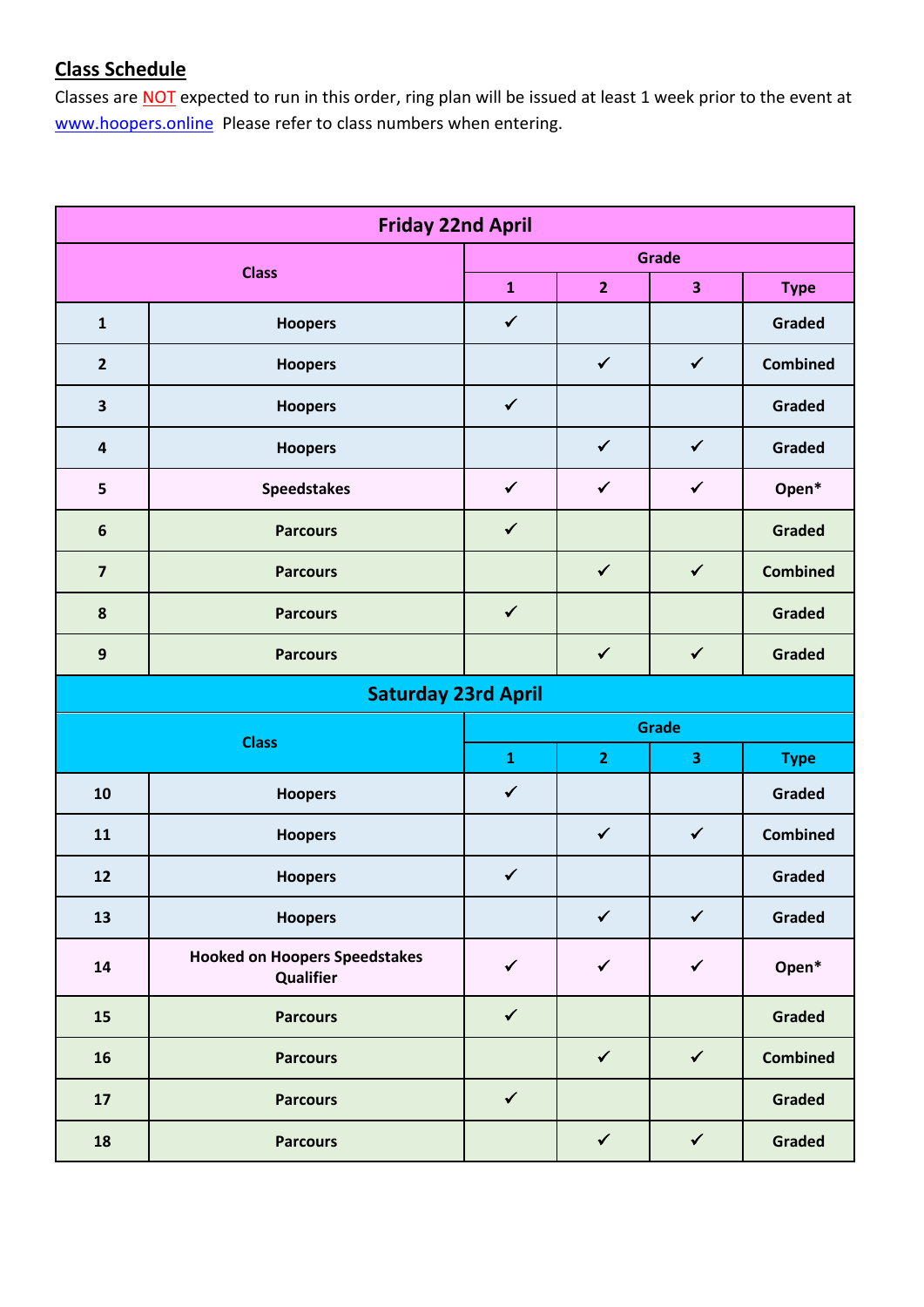## Class Schedule

Classes are NOT expected to run in this order, ring plan will be issued at least 1 week prior to the event at www.hoopers.online Please refer to class numbers when entering.

| Friday 22nd April | | | | | |
|---|---|---|---|---|---|
| Class | | Grade | | | |
| | | 1 | 2 | 3 | Type |
| 1 | Hoopers | ✓ | | | Graded |
| 2 | Hoopers | | ✓ | ✓ | Combined |
| 3 | Hoopers | ✓ | | | Graded |
| 4 | Hoopers | | ✓ | ✓ | Graded |
| 5 | Speedstakes | ✓ | ✓ | ✓ | Open* |
| 6 | Parcours | ✓ | | | Graded |
| 7 | Parcours | | ✓ | ✓ | Combined |
| 8 | Parcours | ✓ | | | Graded |
| 9 | Parcours | | ✓ | ✓ | Graded |

| Saturday 23rd April | | | | | |
|---|---|---|---|---|---|
| Class | | Grade | | | |
| | | 1 | 2 | 3 | Type |
| 10 | Hoopers | ✓ | | | Graded |
| 11 | Hoopers | | ✓ | ✓ | Combined |
| 12 | Hoopers | ✓ | | | Graded |
| 13 | Hoopers | | ✓ | ✓ | Graded |
| 14 | Hooked on Hoopers Speedstakes Qualifier | ✓ | ✓ | ✓ | Open* |
| 15 | Parcours | ✓ | | | Graded |
| 16 | Parcours | | ✓ | ✓ | Combined |
| 17 | Parcours | ✓ | | | Graded |
| 18 | Parcours | | ✓ | ✓ | Graded |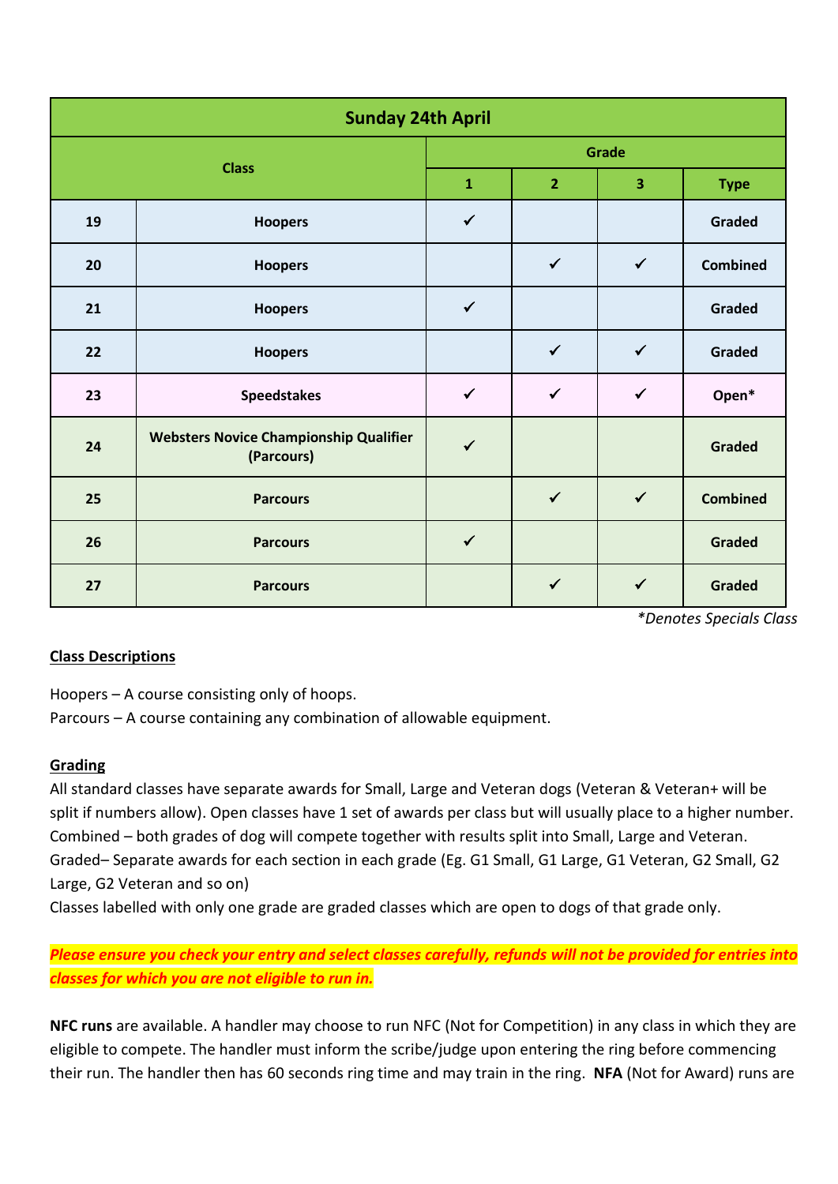| Sunday 24th April | | | | | |
|---|---|---|---|---|---|
| Class | | Grade | | | |
| | | 1 | 2 | 3 | Type |
| 19 | Hoopers | ✓ | | | Graded |
| 20 | Hoopers | | ✓ | ✓ | Combined |
| 21 | Hoopers | ✓ | | | Graded |
| 22 | Hoopers | | ✓ | ✓ | Graded |
| 23 | Speedstakes | ✓ | ✓ | ✓ | Open* |
| 24 | Websters Novice Championship Qualifier (Parcours) | ✓ | | | Graded |
| 25 | Parcours | | ✓ | ✓ | Combined |
| 26 | Parcours | ✓ | | | Graded |
| 27 | Parcours | | ✓ | ✓ | Graded |

*\*Denotes Specials Class*

**Class Descriptions**

Hoopers – A course consisting only of hoops.
Parcours – A course containing any combination of allowable equipment.

**Grading**

All standard classes have separate awards for Small, Large and Veteran dogs (Veteran & Veteran+ will be split if numbers allow). Open classes have 1 set of awards per class but will usually place to a higher number.
Combined – both grades of dog will compete together with results split into Small, Large and Veteran.
Graded– Separate awards for each section in each grade (Eg. G1 Small, G1 Large, G1 Veteran, G2 Small, G2 Large, G2 Veteran and so on)
Classes labelled with only one grade are graded classes which are open to dogs of that grade only.

***Please ensure you check your entry and select classes carefully, refunds will not be provided for entries into classes for which you are not eligible to run in.***

**NFC runs** are available. A handler may choose to run NFC (Not for Competition) in any class in which they are eligible to compete. The handler must inform the scribe/judge upon entering the ring before commencing their run. The handler then has 60 seconds ring time and may train in the ring. **NFA** (Not for Award) runs are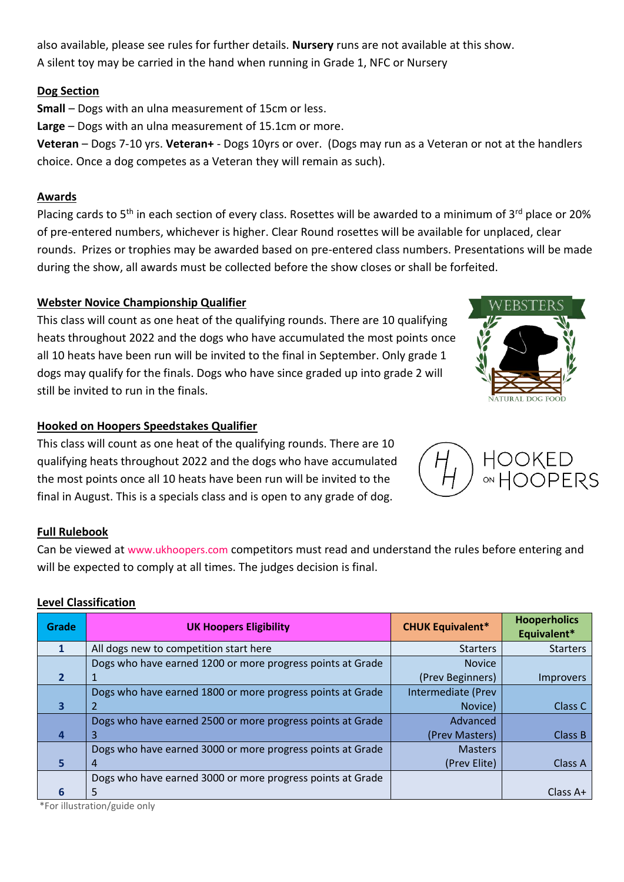also available, please see rules for further details. **Nursery** runs are not available at this show.
A silent toy may be carried in the hand when running in Grade 1, NFC or Nursery

## Dog Section

**Small** – Dogs with an ulna measurement of 15cm or less.

**Large** – Dogs with an ulna measurement of 15.1cm or more.

**Veteran** – Dogs 7-10 yrs. **Veteran+** - Dogs 10yrs or over. (Dogs may run as a Veteran or not at the handlers choice. Once a dog competes as a Veteran they will remain as such).

## Awards

Placing cards to 5th in each section of every class. Rosettes will be awarded to a minimum of 3rd place or 20% of pre-entered numbers, whichever is higher. Clear Round rosettes will be available for unplaced, clear rounds. Prizes or trophies may be awarded based on pre-entered class numbers. Presentations will be made during the show, all awards must be collected before the show closes or shall be forfeited.

## Webster Novice Championship Qualifier

This class will count as one heat of the qualifying rounds. There are 10 qualifying heats throughout 2022 and the dogs who have accumulated the most points once all 10 heats have been run will be invited to the final in September. Only grade 1 dogs may qualify for the finals. Dogs who have since graded up into grade 2 will still be invited to run in the finals.

## Hooked on Hoopers Speedstakes Qualifier

This class will count as one heat of the qualifying rounds. There are 10 qualifying heats throughout 2022 and the dogs who have accumulated the most points once all 10 heats have been run will be invited to the final in August. This is a specials class and is open to any grade of dog.

## Full Rulebook

Can be viewed at www.ukhoopers.com competitors must read and understand the rules before entering and will be expected to comply at all times. The judges decision is final.

## Level Classification

| Grade | UK Hoopers Eligibility | CHUK Equivalent* | Hooperholics Equivalent* |
|---|---|---|---|
| 1 | All dogs new to competition start here | Starters | Starters |
| 2 | Dogs who have earned 1200 or more progress points at Grade 1 | Novice (Prev Beginners) | Improvers |
| 3 | Dogs who have earned 1800 or more progress points at Grade 2 | Intermediate (Prev Novice) | Class C |
| 4 | Dogs who have earned 2500 or more progress points at Grade 3 | Advanced (Prev Masters) | Class B |
| 5 | Dogs who have earned 3000 or more progress points at Grade 4 | Masters (Prev Elite) | Class A |
| 6 | Dogs who have earned 3000 or more progress points at Grade 5 | | Class A+ |

*For illustration/guide only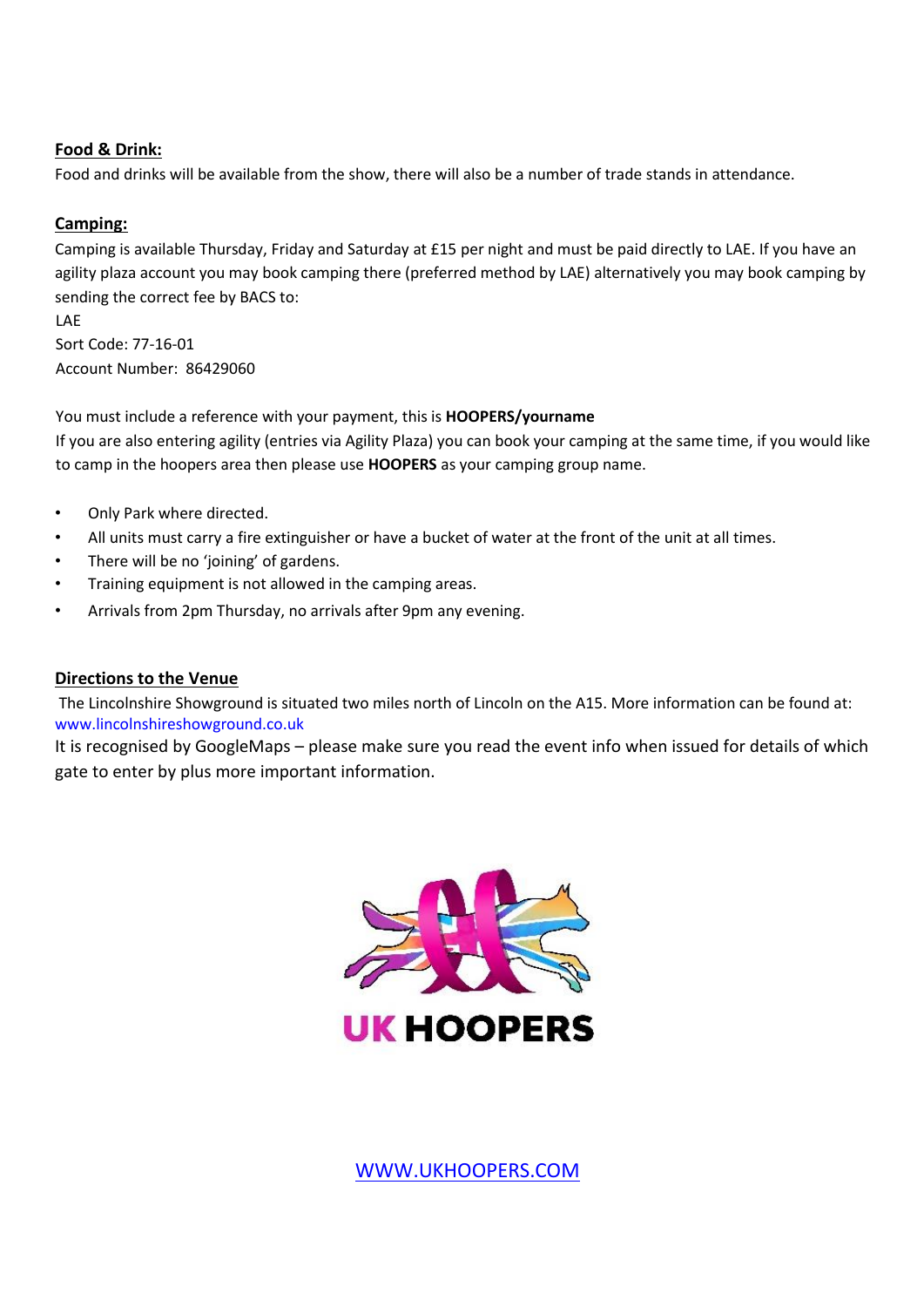**Food & Drink:**

Food and drinks will be available from the show, there will also be a number of trade stands in attendance.

**Camping:**

Camping is available Thursday, Friday and Saturday at £15 per night and must be paid directly to LAE. If you have an agility plaza account you may book camping there (preferred method by LAE) alternatively you may book camping by sending the correct fee by BACS to:

LAE
Sort Code: 77-16-01
Account Number: 86429060

You must include a reference with your payment, this is **HOOPERS/yourname**

If you are also entering agility (entries via Agility Plaza) you can book your camping at the same time, if you would like to camp in the hoopers area then please use **HOOPERS** as your camping group name.

- Only Park where directed.
- All units must carry a fire extinguisher or have a bucket of water at the front of the unit at all times.
- There will be no 'joining' of gardens.
- Training equipment is not allowed in the camping areas.
- Arrivals from 2pm Thursday, no arrivals after 9pm any evening.

**Directions to the Venue**

The Lincolnshire Showground is situated two miles north of Lincoln on the A15. More information can be found at: www.lincolnshireshowground.co.uk

It is recognised by GoogleMaps – please make sure you read the event info when issued for details of which gate to enter by plus more important information.

UK HOOPERS

WWW.UKHOOPERS.COM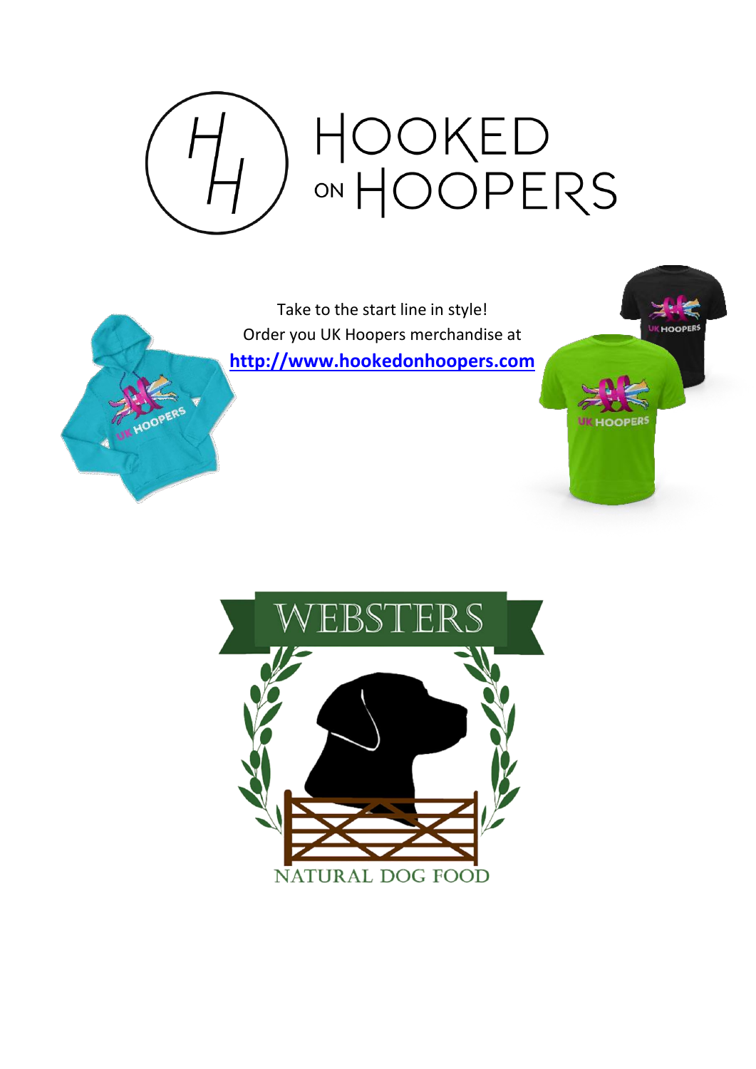HOOKED ON HOOPERS

Take to the start line in style!
Order you UK Hoopers merchandise at
**http://www.hookedonhoopers.com**

WEBSTERS

NATURAL DOG FOOD